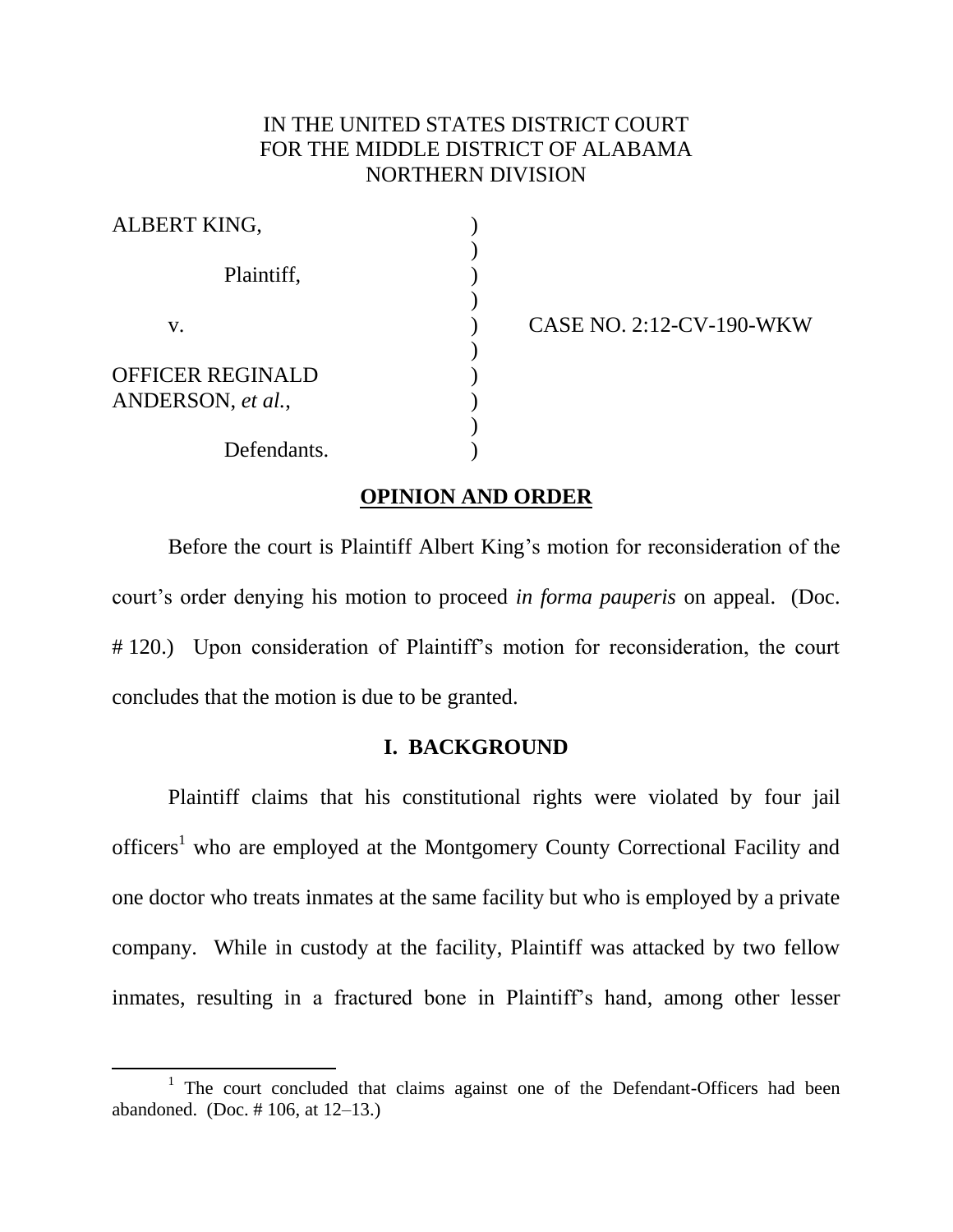IN THE UNITED STATES DISTRICT COURT
FOR THE MIDDLE DISTRICT OF ALABAMA
NORTHERN DIVISION

ALBERT KING,

Plaintiff,

v.

OFFICER REGINALD ANDERSON, *et al.*,

Defendants.

CASE NO. 2:12-CV-190-WKW

## OPINION AND ORDER

Before the court is Plaintiff Albert King's motion for reconsideration of the court's order denying his motion to proceed *in forma pauperis* on appeal. (Doc. # 120.) Upon consideration of Plaintiff's motion for reconsideration, the court concludes that the motion is due to be granted.

### I. BACKGROUND

Plaintiff claims that his constitutional rights were violated by four jail officers[1] who are employed at the Montgomery County Correctional Facility and one doctor who treats inmates at the same facility but who is employed by a private company. While in custody at the facility, Plaintiff was attacked by two fellow inmates, resulting in a fractured bone in Plaintiff's hand, among other lesser

[1] The court concluded that claims against one of the Defendant-Officers had been abandoned. (Doc. # 106, at 12–13.)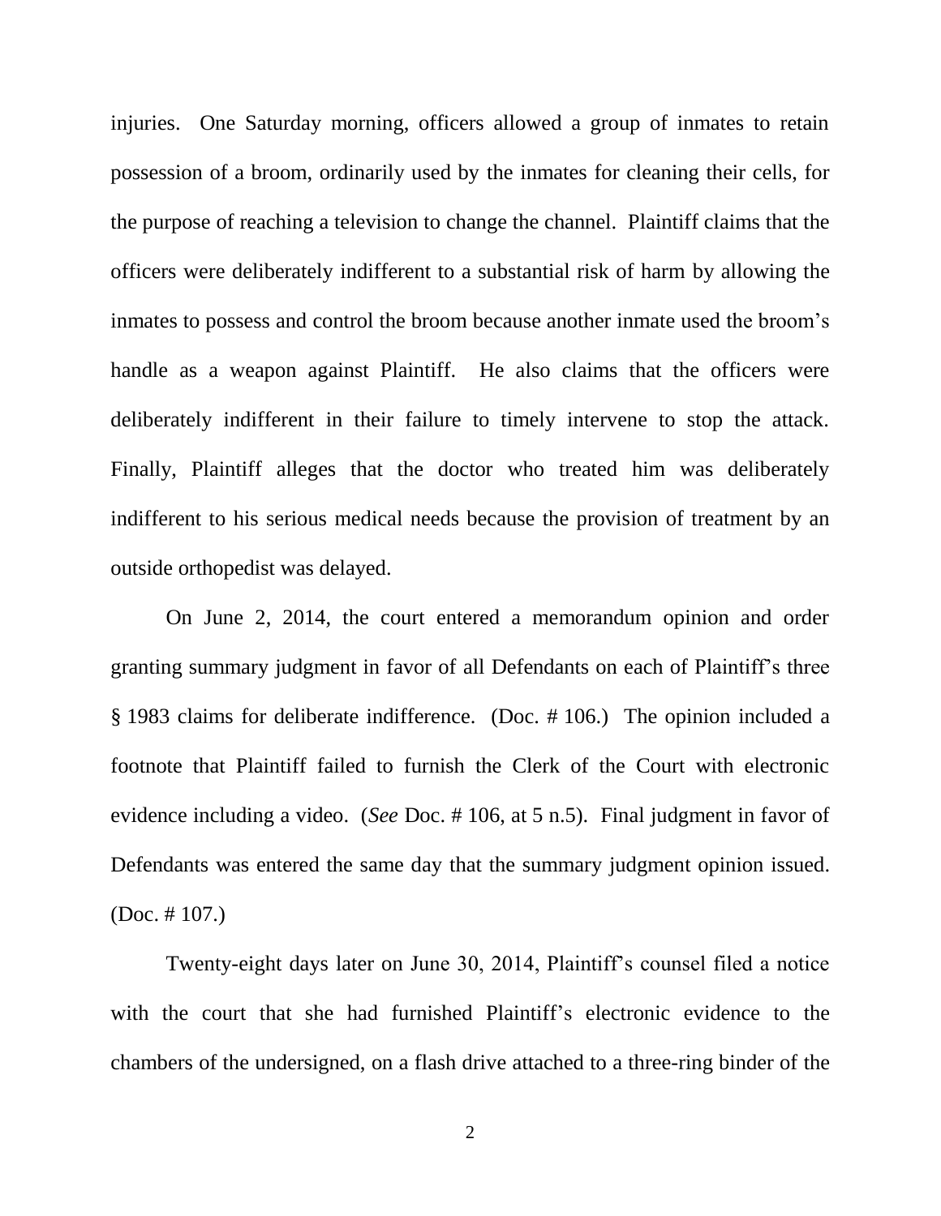injuries. One Saturday morning, officers allowed a group of inmates to retain possession of a broom, ordinarily used by the inmates for cleaning their cells, for the purpose of reaching a television to change the channel. Plaintiff claims that the officers were deliberately indifferent to a substantial risk of harm by allowing the inmates to possess and control the broom because another inmate used the broom's handle as a weapon against Plaintiff. He also claims that the officers were deliberately indifferent in their failure to timely intervene to stop the attack. Finally, Plaintiff alleges that the doctor who treated him was deliberately indifferent to his serious medical needs because the provision of treatment by an outside orthopedist was delayed.

On June 2, 2014, the court entered a memorandum opinion and order granting summary judgment in favor of all Defendants on each of Plaintiff's three § 1983 claims for deliberate indifference. (Doc. # 106.) The opinion included a footnote that Plaintiff failed to furnish the Clerk of the Court with electronic evidence including a video. (*See* Doc. # 106, at 5 n.5). Final judgment in favor of Defendants was entered the same day that the summary judgment opinion issued. (Doc. # 107.)

Twenty-eight days later on June 30, 2014, Plaintiff's counsel filed a notice with the court that she had furnished Plaintiff's electronic evidence to the chambers of the undersigned, on a flash drive attached to a three-ring binder of the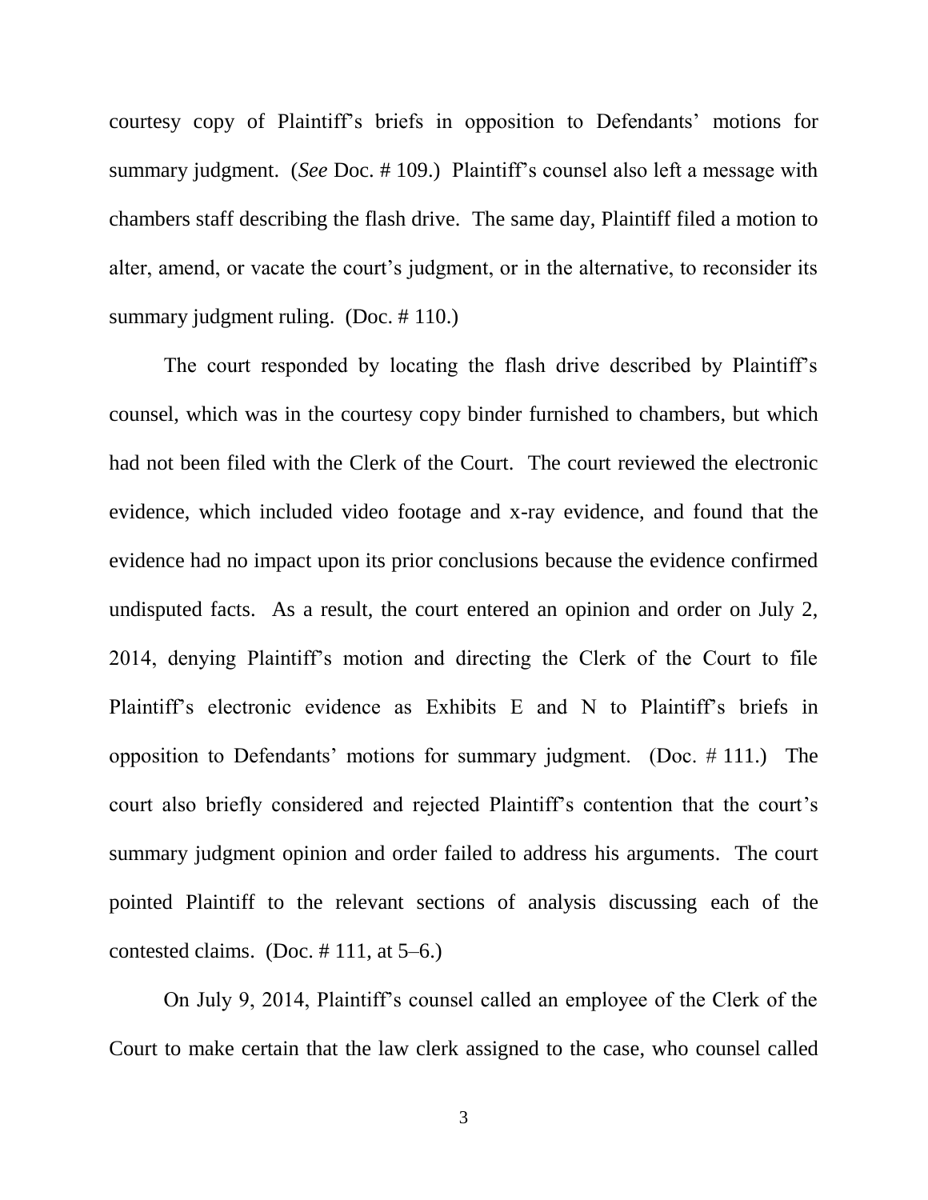courtesy copy of Plaintiff's briefs in opposition to Defendants' motions for summary judgment. (*See* Doc. # 109.) Plaintiff's counsel also left a message with chambers staff describing the flash drive. The same day, Plaintiff filed a motion to alter, amend, or vacate the court's judgment, or in the alternative, to reconsider its summary judgment ruling. (Doc. # 110.)

The court responded by locating the flash drive described by Plaintiff's counsel, which was in the courtesy copy binder furnished to chambers, but which had not been filed with the Clerk of the Court. The court reviewed the electronic evidence, which included video footage and x-ray evidence, and found that the evidence had no impact upon its prior conclusions because the evidence confirmed undisputed facts. As a result, the court entered an opinion and order on July 2, 2014, denying Plaintiff's motion and directing the Clerk of the Court to file Plaintiff's electronic evidence as Exhibits E and N to Plaintiff's briefs in opposition to Defendants' motions for summary judgment. (Doc. # 111.) The court also briefly considered and rejected Plaintiff's contention that the court's summary judgment opinion and order failed to address his arguments. The court pointed Plaintiff to the relevant sections of analysis discussing each of the contested claims. (Doc. # 111, at 5–6.)

On July 9, 2014, Plaintiff's counsel called an employee of the Clerk of the Court to make certain that the law clerk assigned to the case, who counsel called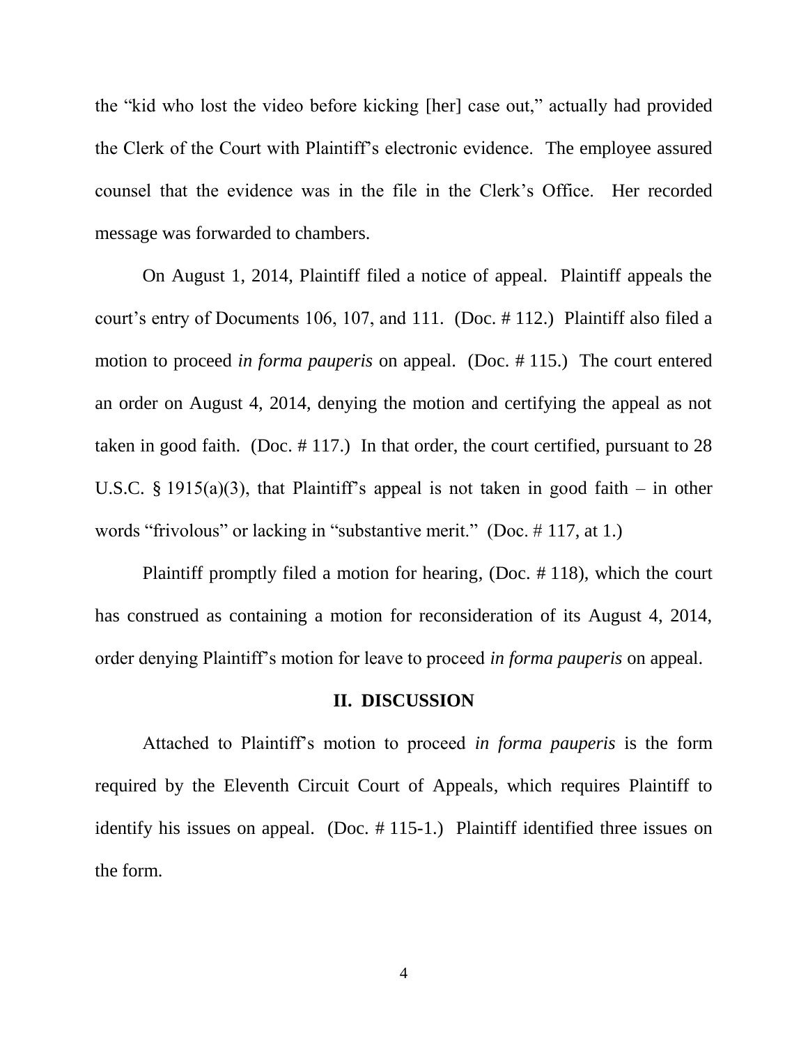the "kid who lost the video before kicking [her] case out," actually had provided the Clerk of the Court with Plaintiff's electronic evidence. The employee assured counsel that the evidence was in the file in the Clerk's Office. Her recorded message was forwarded to chambers.

On August 1, 2014, Plaintiff filed a notice of appeal. Plaintiff appeals the court's entry of Documents 106, 107, and 111. (Doc. # 112.) Plaintiff also filed a motion to proceed *in forma pauperis* on appeal. (Doc. # 115.) The court entered an order on August 4, 2014, denying the motion and certifying the appeal as not taken in good faith. (Doc. # 117.) In that order, the court certified, pursuant to 28 U.S.C. § 1915(a)(3), that Plaintiff's appeal is not taken in good faith – in other words "frivolous" or lacking in "substantive merit." (Doc. # 117, at 1.)

Plaintiff promptly filed a motion for hearing, (Doc. # 118), which the court has construed as containing a motion for reconsideration of its August 4, 2014, order denying Plaintiff's motion for leave to proceed *in forma pauperis* on appeal.

## II. DISCUSSION

Attached to Plaintiff's motion to proceed *in forma pauperis* is the form required by the Eleventh Circuit Court of Appeals, which requires Plaintiff to identify his issues on appeal. (Doc. # 115-1.) Plaintiff identified three issues on the form.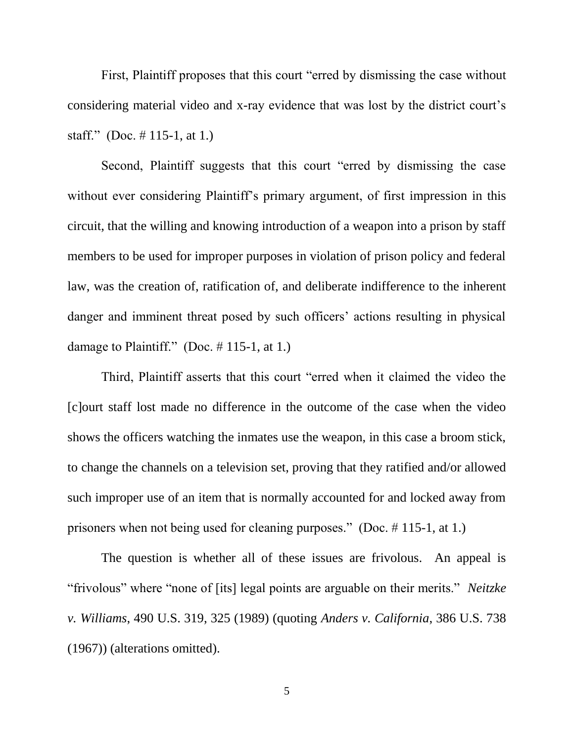First, Plaintiff proposes that this court "erred by dismissing the case without considering material video and x-ray evidence that was lost by the district court's staff." (Doc. # 115-1, at 1.)

Second, Plaintiff suggests that this court "erred by dismissing the case without ever considering Plaintiff's primary argument, of first impression in this circuit, that the willing and knowing introduction of a weapon into a prison by staff members to be used for improper purposes in violation of prison policy and federal law, was the creation of, ratification of, and deliberate indifference to the inherent danger and imminent threat posed by such officers' actions resulting in physical damage to Plaintiff." (Doc. # 115-1, at 1.)

Third, Plaintiff asserts that this court "erred when it claimed the video the [c]ourt staff lost made no difference in the outcome of the case when the video shows the officers watching the inmates use the weapon, in this case a broom stick, to change the channels on a television set, proving that they ratified and/or allowed such improper use of an item that is normally accounted for and locked away from prisoners when not being used for cleaning purposes." (Doc. # 115-1, at 1.)

The question is whether all of these issues are frivolous. An appeal is "frivolous" where "none of [its] legal points are arguable on their merits." *Neitzke v. Williams*, 490 U.S. 319, 325 (1989) (quoting *Anders v. California*, 386 U.S. 738 (1967)) (alterations omitted).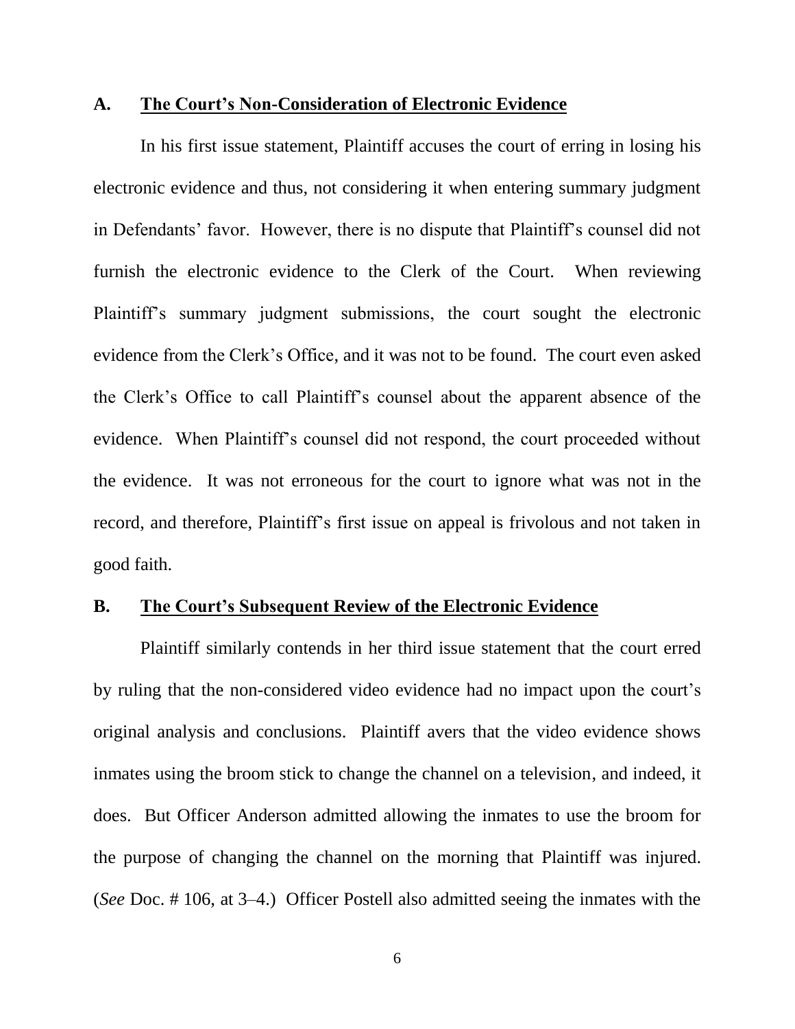### A. <u>The Court's Non-Consideration of Electronic Evidence</u>

In his first issue statement, Plaintiff accuses the court of erring in losing his electronic evidence and thus, not considering it when entering summary judgment in Defendants' favor. However, there is no dispute that Plaintiff's counsel did not furnish the electronic evidence to the Clerk of the Court. When reviewing Plaintiff's summary judgment submissions, the court sought the electronic evidence from the Clerk's Office, and it was not to be found. The court even asked the Clerk's Office to call Plaintiff's counsel about the apparent absence of the evidence. When Plaintiff's counsel did not respond, the court proceeded without the evidence. It was not erroneous for the court to ignore what was not in the record, and therefore, Plaintiff's first issue on appeal is frivolous and not taken in good faith.

### B. <u>The Court's Subsequent Review of the Electronic Evidence</u>

Plaintiff similarly contends in her third issue statement that the court erred by ruling that the non-considered video evidence had no impact upon the court's original analysis and conclusions. Plaintiff avers that the video evidence shows inmates using the broom stick to change the channel on a television, and indeed, it does. But Officer Anderson admitted allowing the inmates to use the broom for the purpose of changing the channel on the morning that Plaintiff was injured. (*See* Doc. # 106, at 3–4.) Officer Postell also admitted seeing the inmates with the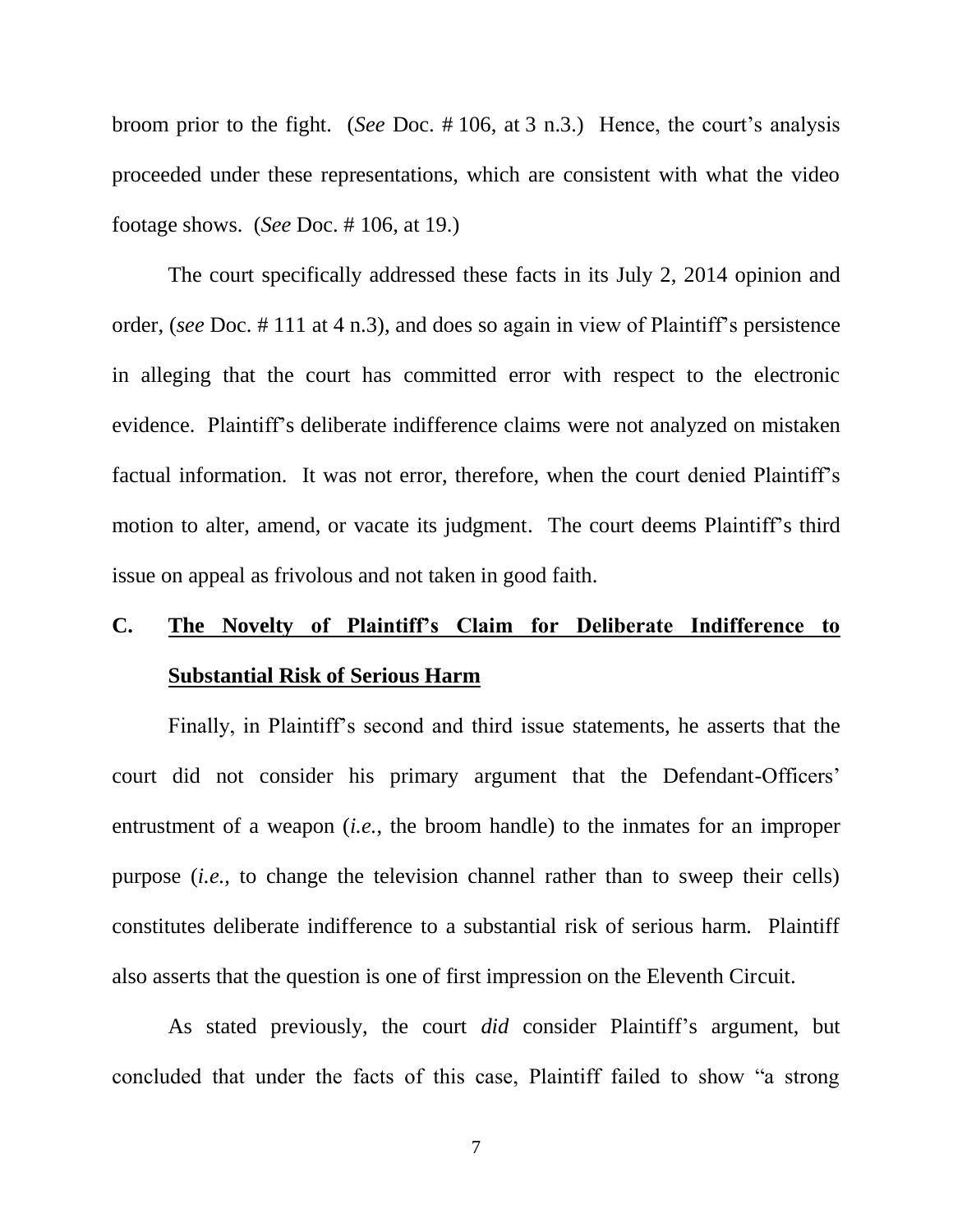broom prior to the fight. (*See* Doc. # 106, at 3 n.3.) Hence, the court's analysis proceeded under these representations, which are consistent with what the video footage shows. (*See* Doc. # 106, at 19.)

The court specifically addressed these facts in its July 2, 2014 opinion and order, (*see* Doc. # 111 at 4 n.3), and does so again in view of Plaintiff's persistence in alleging that the court has committed error with respect to the electronic evidence. Plaintiff's deliberate indifference claims were not analyzed on mistaken factual information. It was not error, therefore, when the court denied Plaintiff's motion to alter, amend, or vacate its judgment. The court deems Plaintiff's third issue on appeal as frivolous and not taken in good faith.

## C. The Novelty of Plaintiff's Claim for Deliberate Indifference to Substantial Risk of Serious Harm

Finally, in Plaintiff's second and third issue statements, he asserts that the court did not consider his primary argument that the Defendant-Officers' entrustment of a weapon (*i.e.*, the broom handle) to the inmates for an improper purpose (*i.e.*, to change the television channel rather than to sweep their cells) constitutes deliberate indifference to a substantial risk of serious harm. Plaintiff also asserts that the question is one of first impression on the Eleventh Circuit.

As stated previously, the court *did* consider Plaintiff's argument, but concluded that under the facts of this case, Plaintiff failed to show "a strong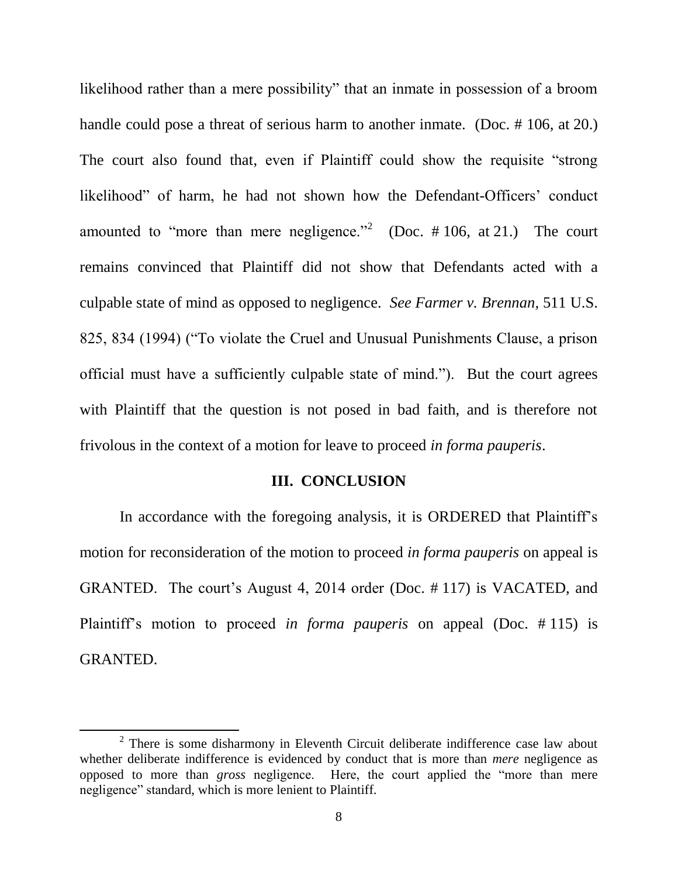likelihood rather than a mere possibility" that an inmate in possession of a broom handle could pose a threat of serious harm to another inmate. (Doc. # 106, at 20.) The court also found that, even if Plaintiff could show the requisite "strong likelihood" of harm, he had not shown how the Defendant-Officers' conduct amounted to "more than mere negligence."[2] (Doc. # 106, at 21.) The court remains convinced that Plaintiff did not show that Defendants acted with a culpable state of mind as opposed to negligence. *See Farmer v. Brennan,* 511 U.S. 825, 834 (1994) ("To violate the Cruel and Unusual Punishments Clause, a prison official must have a sufficiently culpable state of mind."). But the court agrees with Plaintiff that the question is not posed in bad faith, and is therefore not frivolous in the context of a motion for leave to proceed *in forma pauperis*.

## III. CONCLUSION

In accordance with the foregoing analysis, it is ORDERED that Plaintiff's motion for reconsideration of the motion to proceed *in forma pauperis* on appeal is GRANTED. The court's August 4, 2014 order (Doc. # 117) is VACATED, and Plaintiff's motion to proceed *in forma pauperis* on appeal (Doc. # 115) is GRANTED.

---

[2] There is some disharmony in Eleventh Circuit deliberate indifference case law about whether deliberate indifference is evidenced by conduct that is more than *mere* negligence as opposed to more than *gross* negligence. Here, the court applied the "more than mere negligence" standard, which is more lenient to Plaintiff.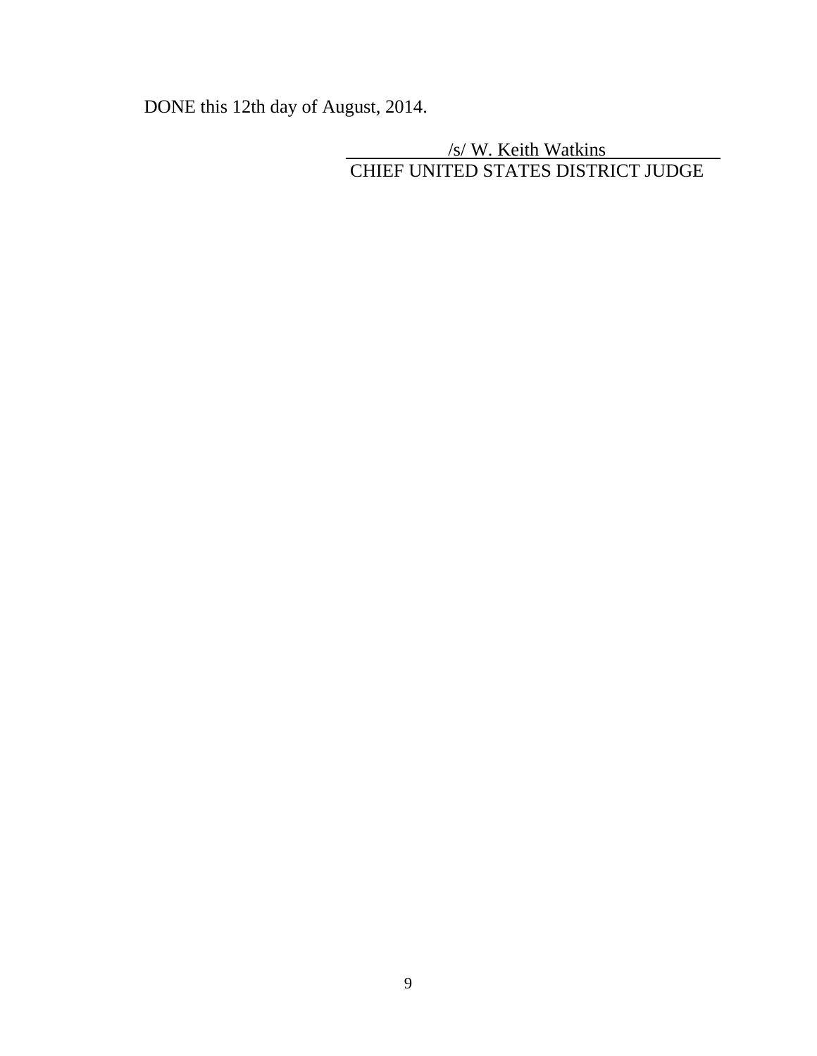DONE this 12th day of August, 2014.

/s/ W. Keith Watkins
CHIEF UNITED STATES DISTRICT JUDGE